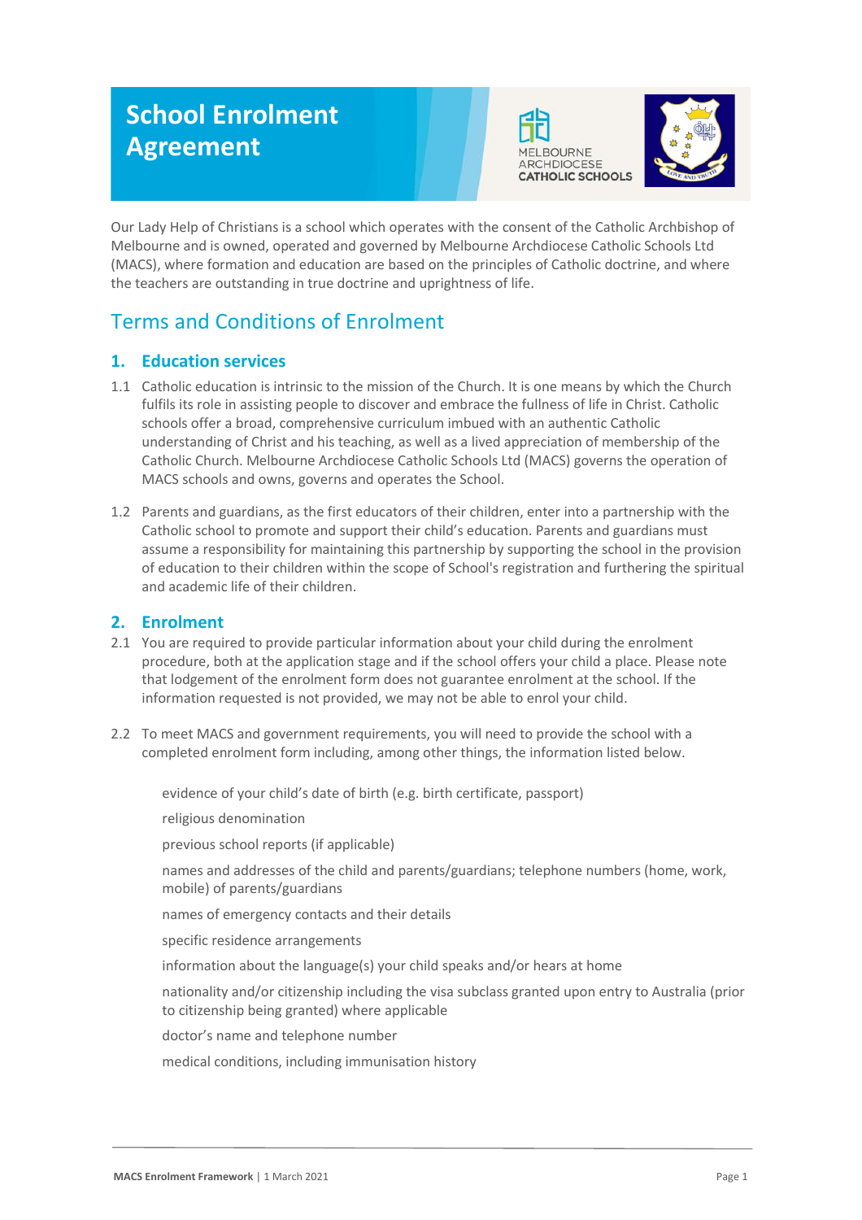# School Enrolment Agreement

Our Lady Help of Christians is a school which operates with the consent of the Catholic Archbishop of Melbourne and is owned, operated and governed by Melbourne Archdiocese Catholic Schools Ltd (MACS), where formation and education are based on the principles of Catholic doctrine, and where the teachers are outstanding in true doctrine and uprightness of life.

## Terms and Conditions of Enrolment

### 1. Education services

1.1 Catholic education is intrinsic to the mission of the Church. It is one means by which the Church fulfils its role in assisting people to discover and embrace the fullness of life in Christ. Catholic schools offer a broad, comprehensive curriculum imbued with an authentic Catholic understanding of Christ and his teaching, as well as a lived appreciation of membership of the Catholic Church. Melbourne Archdiocese Catholic Schools Ltd (MACS) governs the operation of MACS schools and owns, governs and operates the School.

1.2 Parents and guardians, as the first educators of their children, enter into a partnership with the Catholic school to promote and support their child's education. Parents and guardians must assume a responsibility for maintaining this partnership by supporting the school in the provision of education to their children within the scope of School's registration and furthering the spiritual and academic life of their children.

### 2. Enrolment

2.1 You are required to provide particular information about your child during the enrolment procedure, both at the application stage and if the school offers your child a place. Please note that lodgement of the enrolment form does not guarantee enrolment at the school. If the information requested is not provided, we may not be able to enrol your child.

2.2 To meet MACS and government requirements, you will need to provide the school with a completed enrolment form including, among other things, the information listed below.

- evidence of your child's date of birth (e.g. birth certificate, passport)
- religious denomination
- previous school reports (if applicable)
- names and addresses of the child and parents/guardians; telephone numbers (home, work, mobile) of parents/guardians
- names of emergency contacts and their details
- specific residence arrangements
- information about the language(s) your child speaks and/or hears at home
- nationality and/or citizenship including the visa subclass granted upon entry to Australia (prior to citizenship being granted) where applicable
- doctor's name and telephone number
- medical conditions, including immunisation history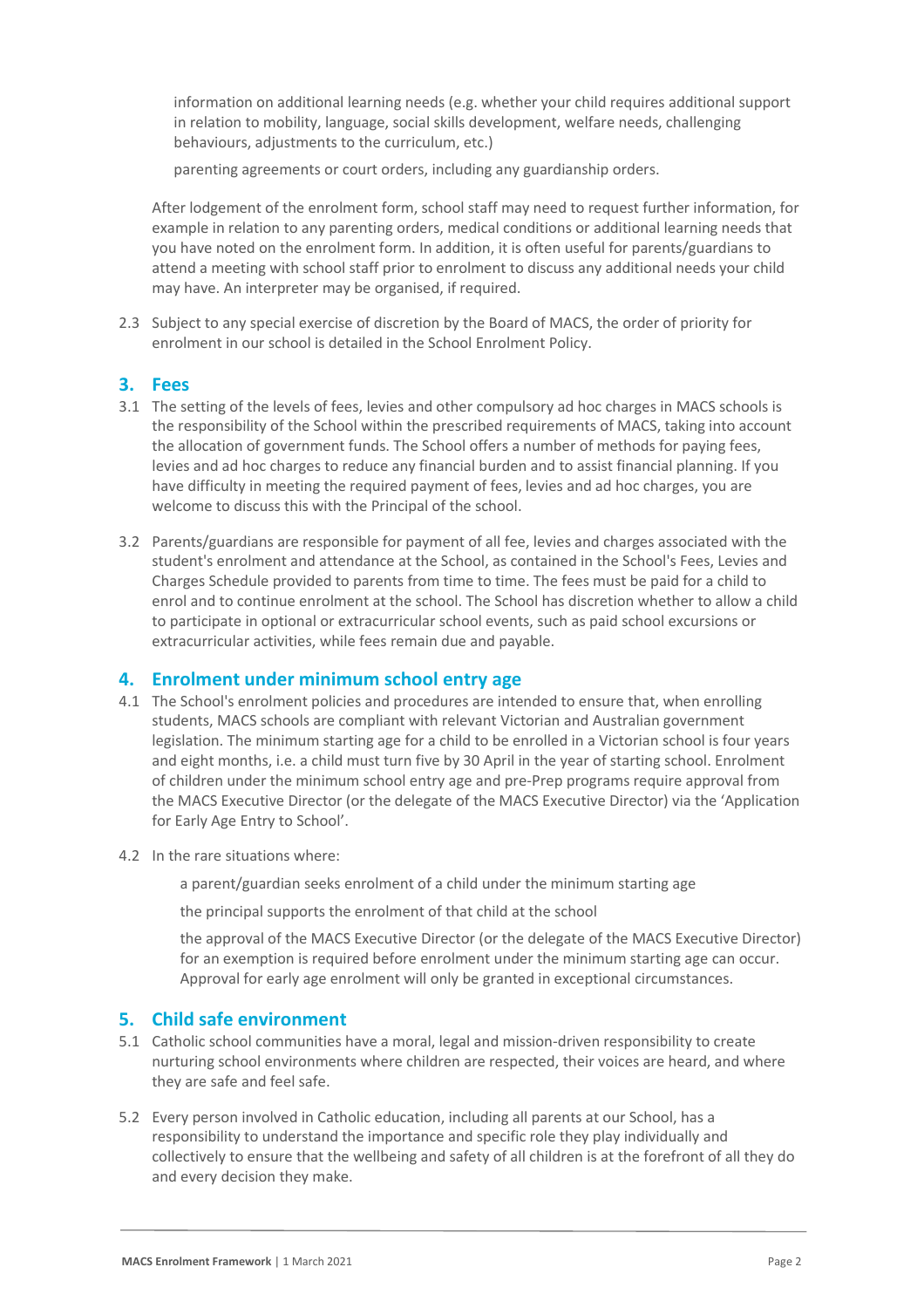- information on additional learning needs (e.g. whether your child requires additional support in relation to mobility, language, social skills development, welfare needs, challenging behaviours, adjustments to the curriculum, etc.)
- parenting agreements or court orders, including any guardianship orders.

After lodgement of the enrolment form, school staff may need to request further information, for example in relation to any parenting orders, medical conditions or additional learning needs that you have noted on the enrolment form. In addition, it is often useful for parents/guardians to attend a meeting with school staff prior to enrolment to discuss any additional needs your child may have. An interpreter may be organised, if required.

2.3 Subject to any special exercise of discretion by the Board of MACS, the order of priority for enrolment in our school is detailed in the School Enrolment Policy.

## 3. Fees

3.1 The setting of the levels of fees, levies and other compulsory ad hoc charges in MACS schools is the responsibility of the School within the prescribed requirements of MACS, taking into account the allocation of government funds. The School offers a number of methods for paying fees, levies and ad hoc charges to reduce any financial burden and to assist financial planning. If you have difficulty in meeting the required payment of fees, levies and ad hoc charges, you are welcome to discuss this with the Principal of the school.

3.2 Parents/guardians are responsible for payment of all fee, levies and charges associated with the student's enrolment and attendance at the School, as contained in the School's Fees, Levies and Charges Schedule provided to parents from time to time. The fees must be paid for a child to enrol and to continue enrolment at the school. The School has discretion whether to allow a child to participate in optional or extracurricular school events, such as paid school excursions or extracurricular activities, while fees remain due and payable.

## 4. Enrolment under minimum school entry age

4.1 The School's enrolment policies and procedures are intended to ensure that, when enrolling students, MACS schools are compliant with relevant Victorian and Australian government legislation. The minimum starting age for a child to be enrolled in a Victorian school is four years and eight months, i.e. a child must turn five by 30 April in the year of starting school. Enrolment of children under the minimum school entry age and pre-Prep programs require approval from the MACS Executive Director (or the delegate of the MACS Executive Director) via the 'Application for Early Age Entry to School'.

4.2 In the rare situations where:

- a parent/guardian seeks enrolment of a child under the minimum starting age
- the principal supports the enrolment of that child at the school
- the approval of the MACS Executive Director (or the delegate of the MACS Executive Director) for an exemption is required before enrolment under the minimum starting age can occur. Approval for early age enrolment will only be granted in exceptional circumstances.

## 5. Child safe environment

5.1 Catholic school communities have a moral, legal and mission-driven responsibility to create nurturing school environments where children are respected, their voices are heard, and where they are safe and feel safe.

5.2 Every person involved in Catholic education, including all parents at our School, has a responsibility to understand the importance and specific role they play individually and collectively to ensure that the wellbeing and safety of all children is at the forefront of all they do and every decision they make.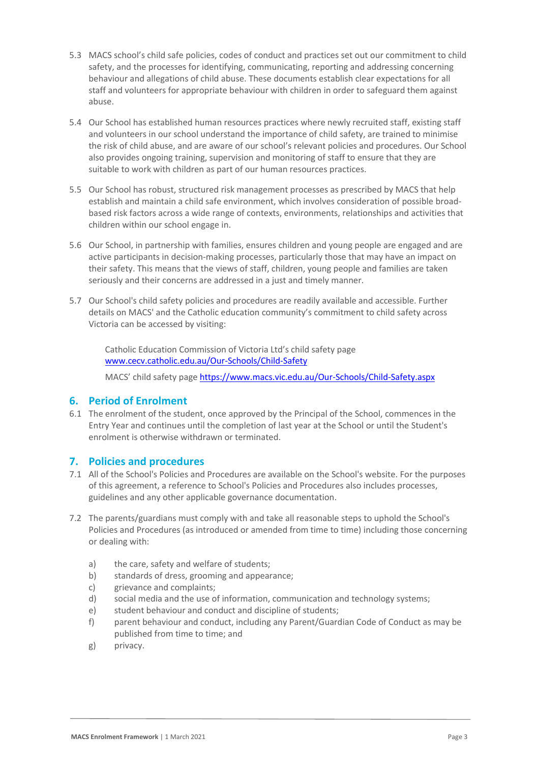5.3 MACS school's child safe policies, codes of conduct and practices set out our commitment to child safety, and the processes for identifying, communicating, reporting and addressing concerning behaviour and allegations of child abuse. These documents establish clear expectations for all staff and volunteers for appropriate behaviour with children in order to safeguard them against abuse.

5.4 Our School has established human resources practices where newly recruited staff, existing staff and volunteers in our school understand the importance of child safety, are trained to minimise the risk of child abuse, and are aware of our school's relevant policies and procedures. Our School also provides ongoing training, supervision and monitoring of staff to ensure that they are suitable to work with children as part of our human resources practices.

5.5 Our School has robust, structured risk management processes as prescribed by MACS that help establish and maintain a child safe environment, which involves consideration of possible broad-based risk factors across a wide range of contexts, environments, relationships and activities that children within our school engage in.

5.6 Our School, in partnership with families, ensures children and young people are engaged and are active participants in decision-making processes, particularly those that may have an impact on their safety. This means that the views of staff, children, young people and families are taken seriously and their concerns are addressed in a just and timely manner.

5.7 Our School's child safety policies and procedures are readily available and accessible. Further details on MACS' and the Catholic education community's commitment to child safety across Victoria can be accessed by visiting:

> Catholic Education Commission of Victoria Ltd's child safety page [www.cecv.catholic.edu.au/Our-Schools/Child-Safety](www.cecv.catholic.edu.au/Our-Schools/Child-Safety)
>
> MACS' child safety page [https://www.macs.vic.edu.au/Our-Schools/Child-Safety.aspx](https://www.macs.vic.edu.au/Our-Schools/Child-Safety.aspx)

## 6. Period of Enrolment

6.1 The enrolment of the student, once approved by the Principal of the School, commences in the Entry Year and continues until the completion of last year at the School or until the Student's enrolment is otherwise withdrawn or terminated.

## 7. Policies and procedures

7.1 All of the School's Policies and Procedures are available on the School's website. For the purposes of this agreement, a reference to School's Policies and Procedures also includes processes, guidelines and any other applicable governance documentation.

7.2 The parents/guardians must comply with and take all reasonable steps to uphold the School's Policies and Procedures (as introduced or amended from time to time) including those concerning or dealing with:

a) the care, safety and welfare of students;
b) standards of dress, grooming and appearance;
c) grievance and complaints;
d) social media and the use of information, communication and technology systems;
e) student behaviour and conduct and discipline of students;
f) parent behaviour and conduct, including any Parent/Guardian Code of Conduct as may be published from time to time; and
g) privacy.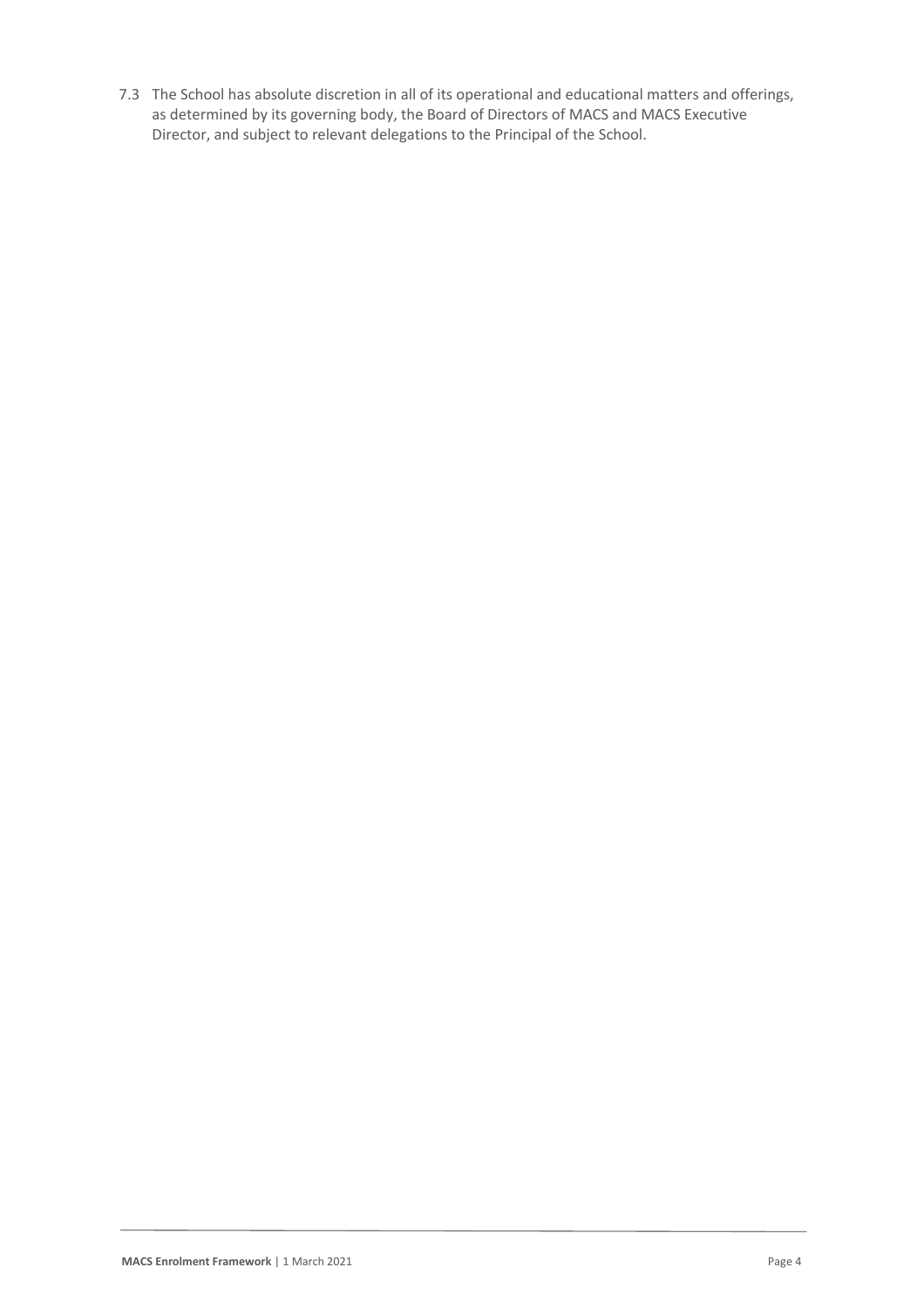7.3 The School has absolute discretion in all of its operational and educational matters and offerings, as determined by its governing body, the Board of Directors of MACS and MACS Executive Director, and subject to relevant delegations to the Principal of the School.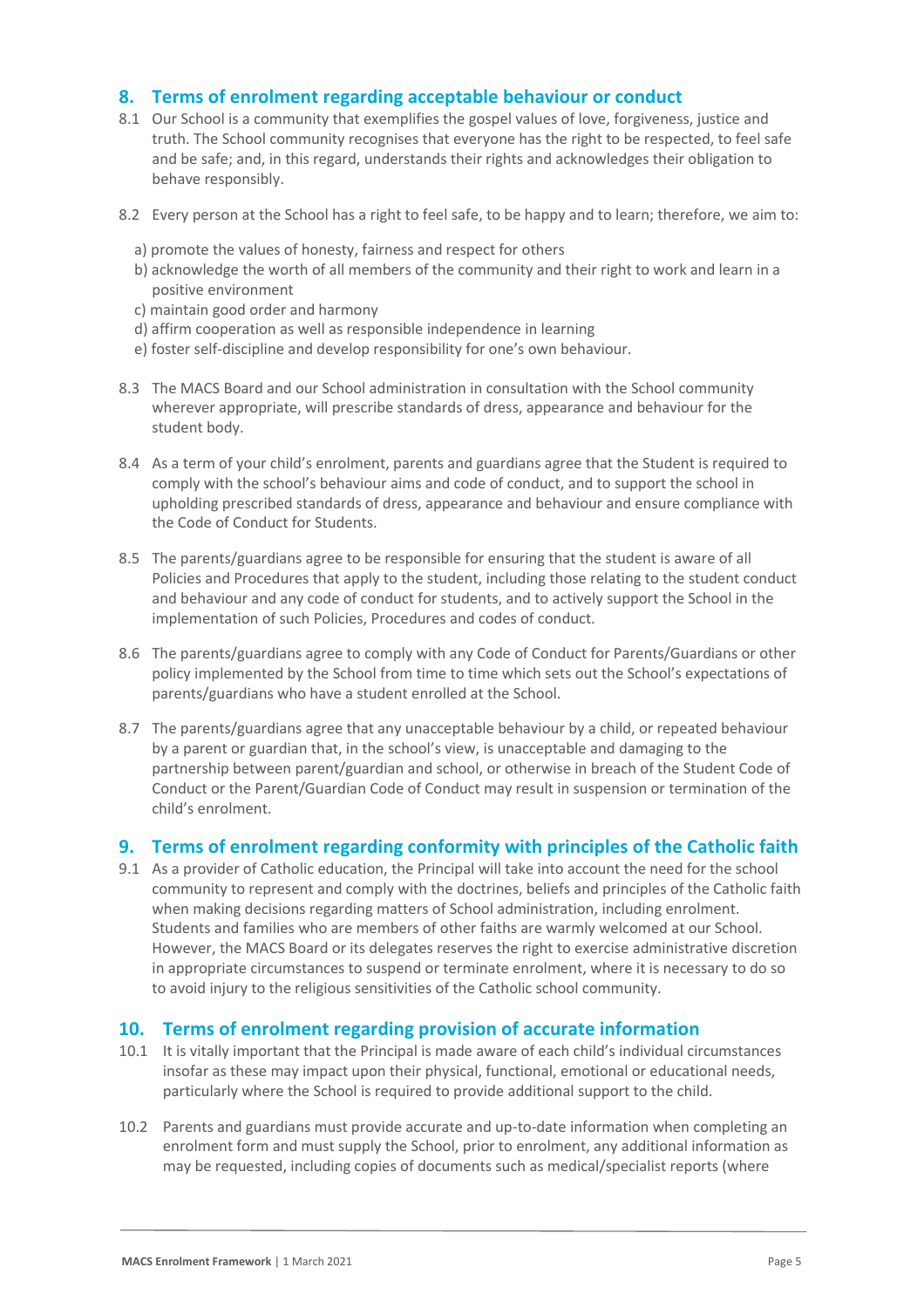## 8. Terms of enrolment regarding acceptable behaviour or conduct

8.1 Our School is a community that exemplifies the gospel values of love, forgiveness, justice and truth. The School community recognises that everyone has the right to be respected, to feel safe and be safe; and, in this regard, understands their rights and acknowledges their obligation to behave responsibly.

8.2 Every person at the School has a right to feel safe, to be happy and to learn; therefore, we aim to:

a) promote the values of honesty, fairness and respect for others
b) acknowledge the worth of all members of the community and their right to work and learn in a positive environment
c) maintain good order and harmony
d) affirm cooperation as well as responsible independence in learning
e) foster self-discipline and develop responsibility for one's own behaviour.

8.3 The MACS Board and our School administration in consultation with the School community wherever appropriate, will prescribe standards of dress, appearance and behaviour for the student body.

8.4 As a term of your child's enrolment, parents and guardians agree that the Student is required to comply with the school's behaviour aims and code of conduct, and to support the school in upholding prescribed standards of dress, appearance and behaviour and ensure compliance with the Code of Conduct for Students.

8.5 The parents/guardians agree to be responsible for ensuring that the student is aware of all Policies and Procedures that apply to the student, including those relating to the student conduct and behaviour and any code of conduct for students, and to actively support the School in the implementation of such Policies, Procedures and codes of conduct.

8.6 The parents/guardians agree to comply with any Code of Conduct for Parents/Guardians or other policy implemented by the School from time to time which sets out the School's expectations of parents/guardians who have a student enrolled at the School.

8.7 The parents/guardians agree that any unacceptable behaviour by a child, or repeated behaviour by a parent or guardian that, in the school's view, is unacceptable and damaging to the partnership between parent/guardian and school, or otherwise in breach of the Student Code of Conduct or the Parent/Guardian Code of Conduct may result in suspension or termination of the child's enrolment.

## 9. Terms of enrolment regarding conformity with principles of the Catholic faith

9.1 As a provider of Catholic education, the Principal will take into account the need for the school community to represent and comply with the doctrines, beliefs and principles of the Catholic faith when making decisions regarding matters of School administration, including enrolment. Students and families who are members of other faiths are warmly welcomed at our School. However, the MACS Board or its delegates reserves the right to exercise administrative discretion in appropriate circumstances to suspend or terminate enrolment, where it is necessary to do so to avoid injury to the religious sensitivities of the Catholic school community.

## 10. Terms of enrolment regarding provision of accurate information

10.1 It is vitally important that the Principal is made aware of each child's individual circumstances insofar as these may impact upon their physical, functional, emotional or educational needs, particularly where the School is required to provide additional support to the child.

10.2 Parents and guardians must provide accurate and up-to-date information when completing an enrolment form and must supply the School, prior to enrolment, any additional information as may be requested, including copies of documents such as medical/specialist reports (where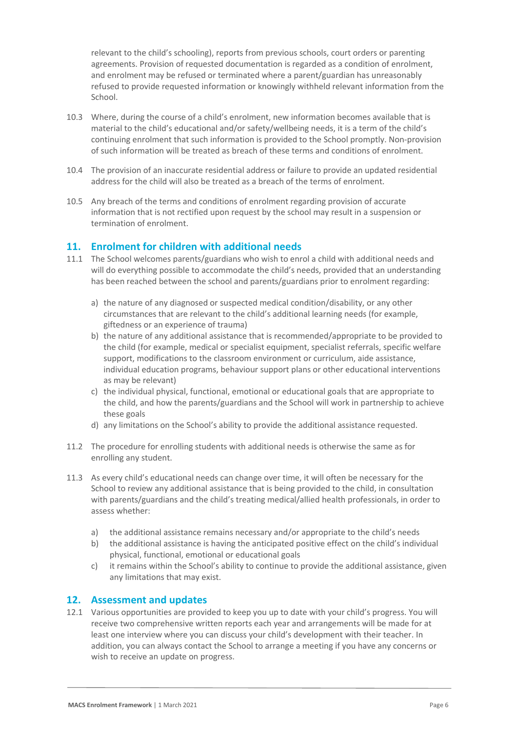relevant to the child's schooling), reports from previous schools, court orders or parenting agreements. Provision of requested documentation is regarded as a condition of enrolment, and enrolment may be refused or terminated where a parent/guardian has unreasonably refused to provide requested information or knowingly withheld relevant information from the School.

10.3 Where, during the course of a child's enrolment, new information becomes available that is material to the child's educational and/or safety/wellbeing needs, it is a term of the child's continuing enrolment that such information is provided to the School promptly. Non-provision of such information will be treated as breach of these terms and conditions of enrolment.

10.4 The provision of an inaccurate residential address or failure to provide an updated residential address for the child will also be treated as a breach of the terms of enrolment.

10.5 Any breach of the terms and conditions of enrolment regarding provision of accurate information that is not rectified upon request by the school may result in a suspension or termination of enrolment.

## 11. Enrolment for children with additional needs

11.1 The School welcomes parents/guardians who wish to enrol a child with additional needs and will do everything possible to accommodate the child's needs, provided that an understanding has been reached between the school and parents/guardians prior to enrolment regarding:

a) the nature of any diagnosed or suspected medical condition/disability, or any other circumstances that are relevant to the child's additional learning needs (for example, giftedness or an experience of trauma)

b) the nature of any additional assistance that is recommended/appropriate to be provided to the child (for example, medical or specialist equipment, specialist referrals, specific welfare support, modifications to the classroom environment or curriculum, aide assistance, individual education programs, behaviour support plans or other educational interventions as may be relevant)

c) the individual physical, functional, emotional or educational goals that are appropriate to the child, and how the parents/guardians and the School will work in partnership to achieve these goals

d) any limitations on the School's ability to provide the additional assistance requested.

11.2 The procedure for enrolling students with additional needs is otherwise the same as for enrolling any student.

11.3 As every child's educational needs can change over time, it will often be necessary for the School to review any additional assistance that is being provided to the child, in consultation with parents/guardians and the child's treating medical/allied health professionals, in order to assess whether:

a) the additional assistance remains necessary and/or appropriate to the child's needs

b) the additional assistance is having the anticipated positive effect on the child's individual physical, functional, emotional or educational goals

c) it remains within the School's ability to continue to provide the additional assistance, given any limitations that may exist.

## 12. Assessment and updates

12.1 Various opportunities are provided to keep you up to date with your child's progress. You will receive two comprehensive written reports each year and arrangements will be made for at least one interview where you can discuss your child's development with their teacher. In addition, you can always contact the School to arrange a meeting if you have any concerns or wish to receive an update on progress.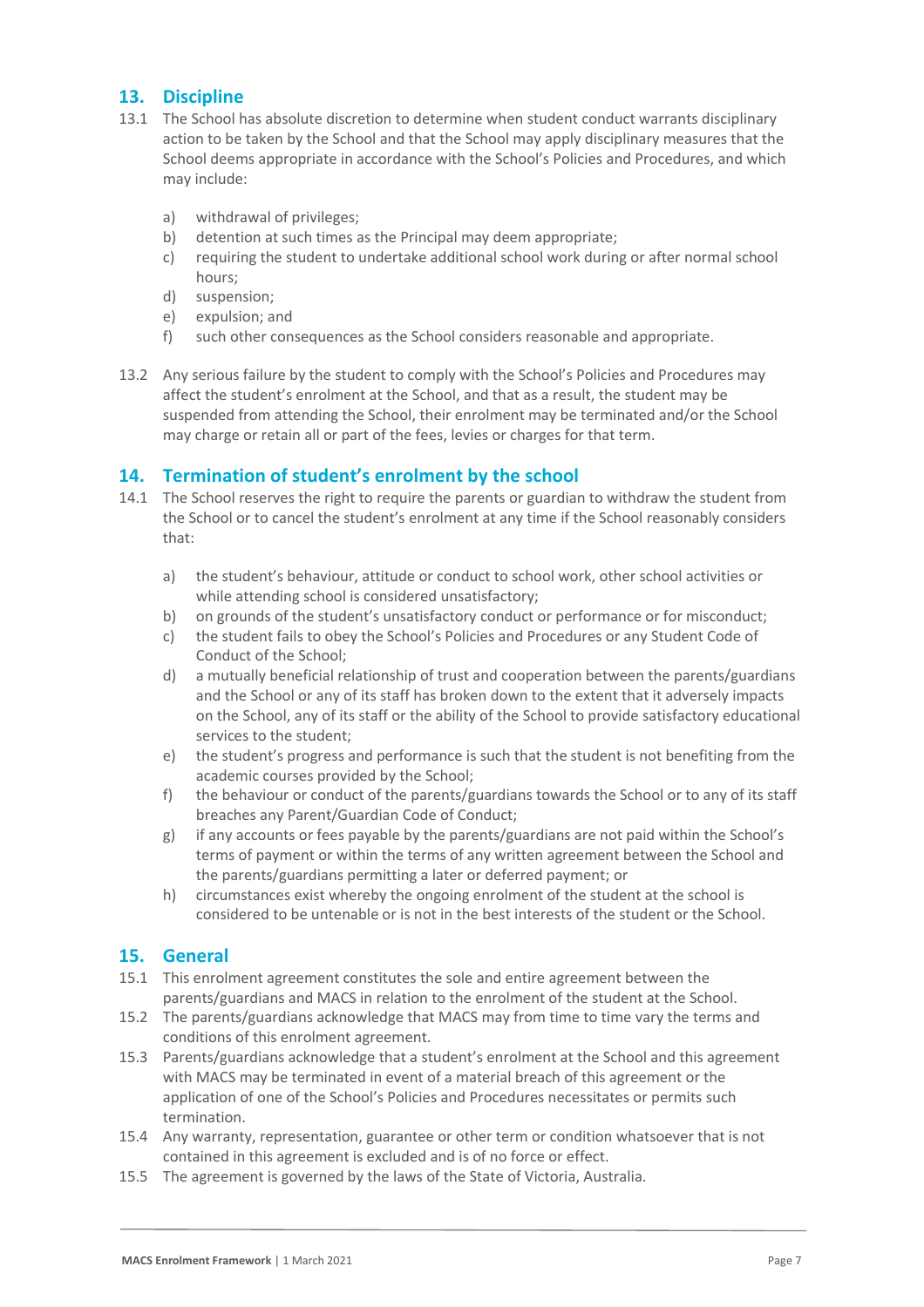## 13. Discipline

13.1 The School has absolute discretion to determine when student conduct warrants disciplinary action to be taken by the School and that the School may apply disciplinary measures that the School deems appropriate in accordance with the School's Policies and Procedures, and which may include:

a) withdrawal of privileges;
b) detention at such times as the Principal may deem appropriate;
c) requiring the student to undertake additional school work during or after normal school hours;
d) suspension;
e) expulsion; and
f) such other consequences as the School considers reasonable and appropriate.

13.2 Any serious failure by the student to comply with the School's Policies and Procedures may affect the student's enrolment at the School, and that as a result, the student may be suspended from attending the School, their enrolment may be terminated and/or the School may charge or retain all or part of the fees, levies or charges for that term.

## 14. Termination of student's enrolment by the school

14.1 The School reserves the right to require the parents or guardian to withdraw the student from the School or to cancel the student's enrolment at any time if the School reasonably considers that:

a) the student's behaviour, attitude or conduct to school work, other school activities or while attending school is considered unsatisfactory;
b) on grounds of the student's unsatisfactory conduct or performance or for misconduct;
c) the student fails to obey the School's Policies and Procedures or any Student Code of Conduct of the School;
d) a mutually beneficial relationship of trust and cooperation between the parents/guardians and the School or any of its staff has broken down to the extent that it adversely impacts on the School, any of its staff or the ability of the School to provide satisfactory educational services to the student;
e) the student's progress and performance is such that the student is not benefiting from the academic courses provided by the School;
f) the behaviour or conduct of the parents/guardians towards the School or to any of its staff breaches any Parent/Guardian Code of Conduct;
g) if any accounts or fees payable by the parents/guardians are not paid within the School's terms of payment or within the terms of any written agreement between the School and the parents/guardians permitting a later or deferred payment; or
h) circumstances exist whereby the ongoing enrolment of the student at the school is considered to be untenable or is not in the best interests of the student or the School.

## 15. General

15.1 This enrolment agreement constitutes the sole and entire agreement between the parents/guardians and MACS in relation to the enrolment of the student at the School.

15.2 The parents/guardians acknowledge that MACS may from time to time vary the terms and conditions of this enrolment agreement.

15.3 Parents/guardians acknowledge that a student's enrolment at the School and this agreement with MACS may be terminated in event of a material breach of this agreement or the application of one of the School's Policies and Procedures necessitates or permits such termination.

15.4 Any warranty, representation, guarantee or other term or condition whatsoever that is not contained in this agreement is excluded and is of no force or effect.

15.5 The agreement is governed by the laws of the State of Victoria, Australia.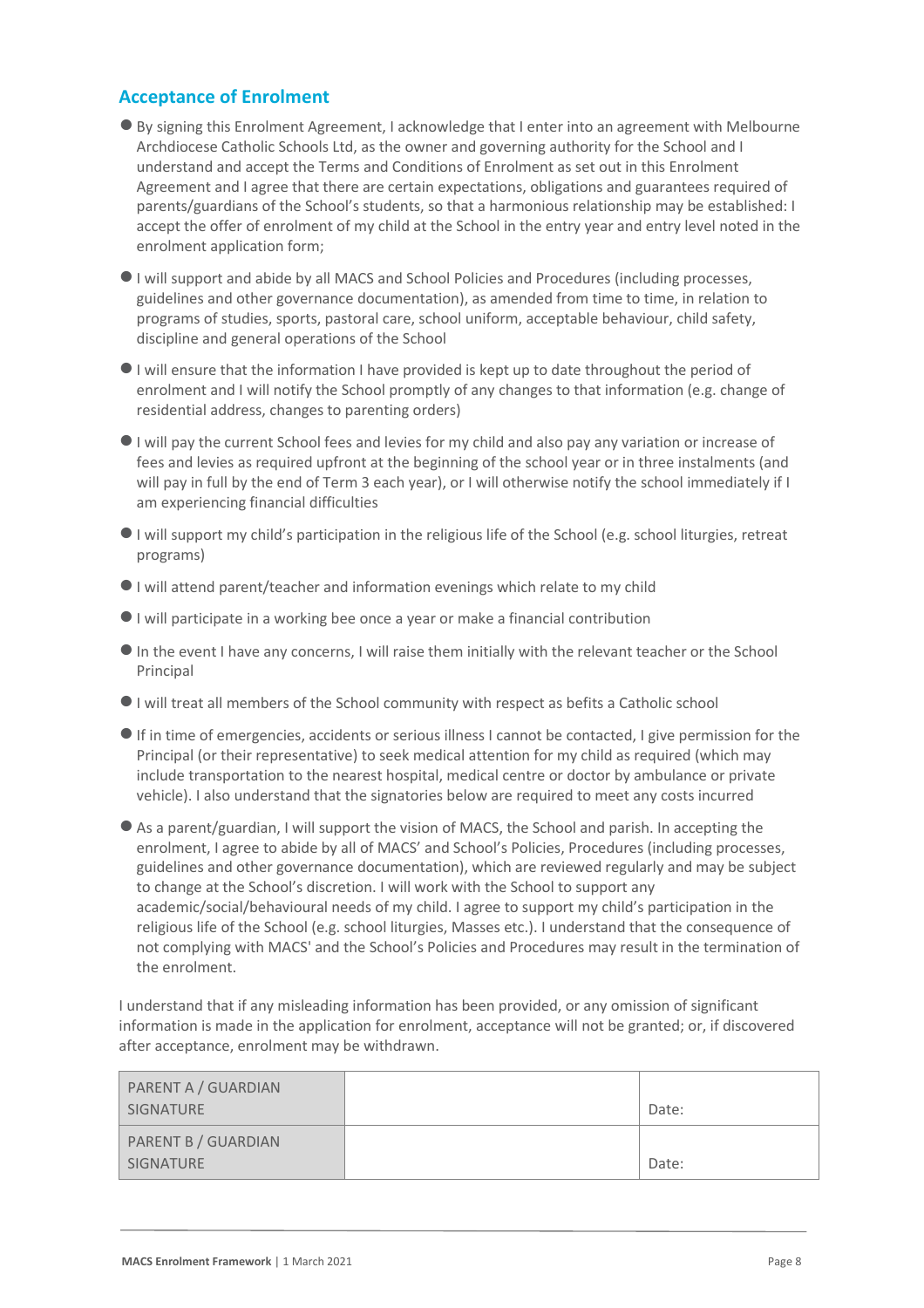## Acceptance of Enrolment

- By signing this Enrolment Agreement, I acknowledge that I enter into an agreement with Melbourne Archdiocese Catholic Schools Ltd, as the owner and governing authority for the School and I understand and accept the Terms and Conditions of Enrolment as set out in this Enrolment Agreement and I agree that there are certain expectations, obligations and guarantees required of parents/guardians of the School's students, so that a harmonious relationship may be established: I accept the offer of enrolment of my child at the School in the entry year and entry level noted in the enrolment application form;
- I will support and abide by all MACS and School Policies and Procedures (including processes, guidelines and other governance documentation), as amended from time to time, in relation to programs of studies, sports, pastoral care, school uniform, acceptable behaviour, child safety, discipline and general operations of the School
- I will ensure that the information I have provided is kept up to date throughout the period of enrolment and I will notify the School promptly of any changes to that information (e.g. change of residential address, changes to parenting orders)
- I will pay the current School fees and levies for my child and also pay any variation or increase of fees and levies as required upfront at the beginning of the school year or in three instalments (and will pay in full by the end of Term 3 each year), or I will otherwise notify the school immediately if I am experiencing financial difficulties
- I will support my child's participation in the religious life of the School (e.g. school liturgies, retreat programs)
- I will attend parent/teacher and information evenings which relate to my child
- I will participate in a working bee once a year or make a financial contribution
- In the event I have any concerns, I will raise them initially with the relevant teacher or the School Principal
- I will treat all members of the School community with respect as befits a Catholic school
- If in time of emergencies, accidents or serious illness I cannot be contacted, I give permission for the Principal (or their representative) to seek medical attention for my child as required (which may include transportation to the nearest hospital, medical centre or doctor by ambulance or private vehicle). I also understand that the signatories below are required to meet any costs incurred
- As a parent/guardian, I will support the vision of MACS, the School and parish. In accepting the enrolment, I agree to abide by all of MACS' and School's Policies, Procedures (including processes, guidelines and other governance documentation), which are reviewed regularly and may be subject to change at the School's discretion. I will work with the School to support any academic/social/behavioural needs of my child. I agree to support my child's participation in the religious life of the School (e.g. school liturgies, Masses etc.). I understand that the consequence of not complying with MACS' and the School's Policies and Procedures may result in the termination of the enrolment.

I understand that if any misleading information has been provided, or any omission of significant information is made in the application for enrolment, acceptance will not be granted; or, if discovered after acceptance, enrolment may be withdrawn.

| | | |
|---|---|---|
| PARENT A / GUARDIAN SIGNATURE | | Date: |
| PARENT B / GUARDIAN SIGNATURE | | Date: |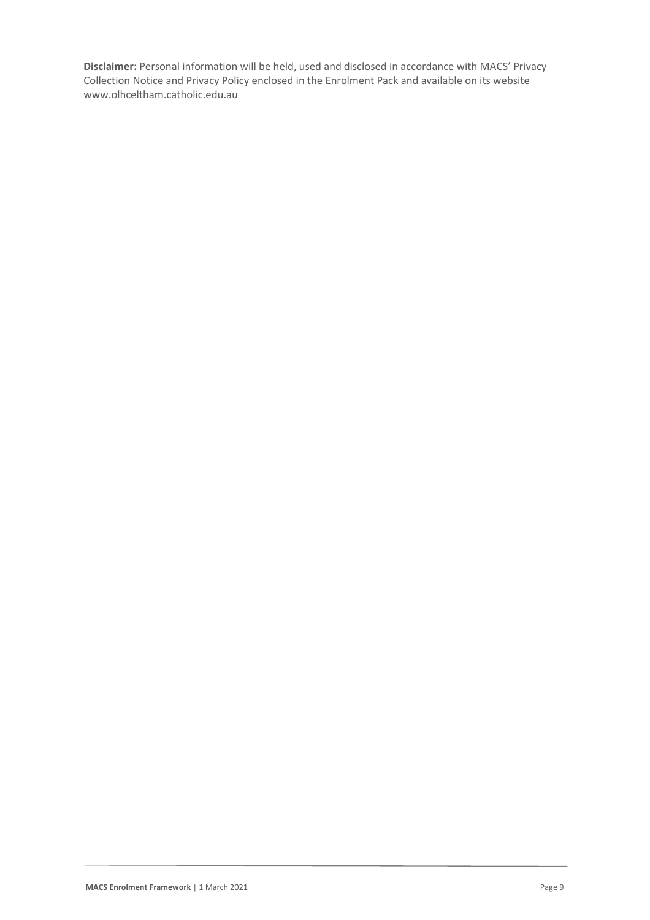**Disclaimer:** Personal information will be held, used and disclosed in accordance with MACS' Privacy Collection Notice and Privacy Policy enclosed in the Enrolment Pack and available on its website www.olhceltham.catholic.edu.au